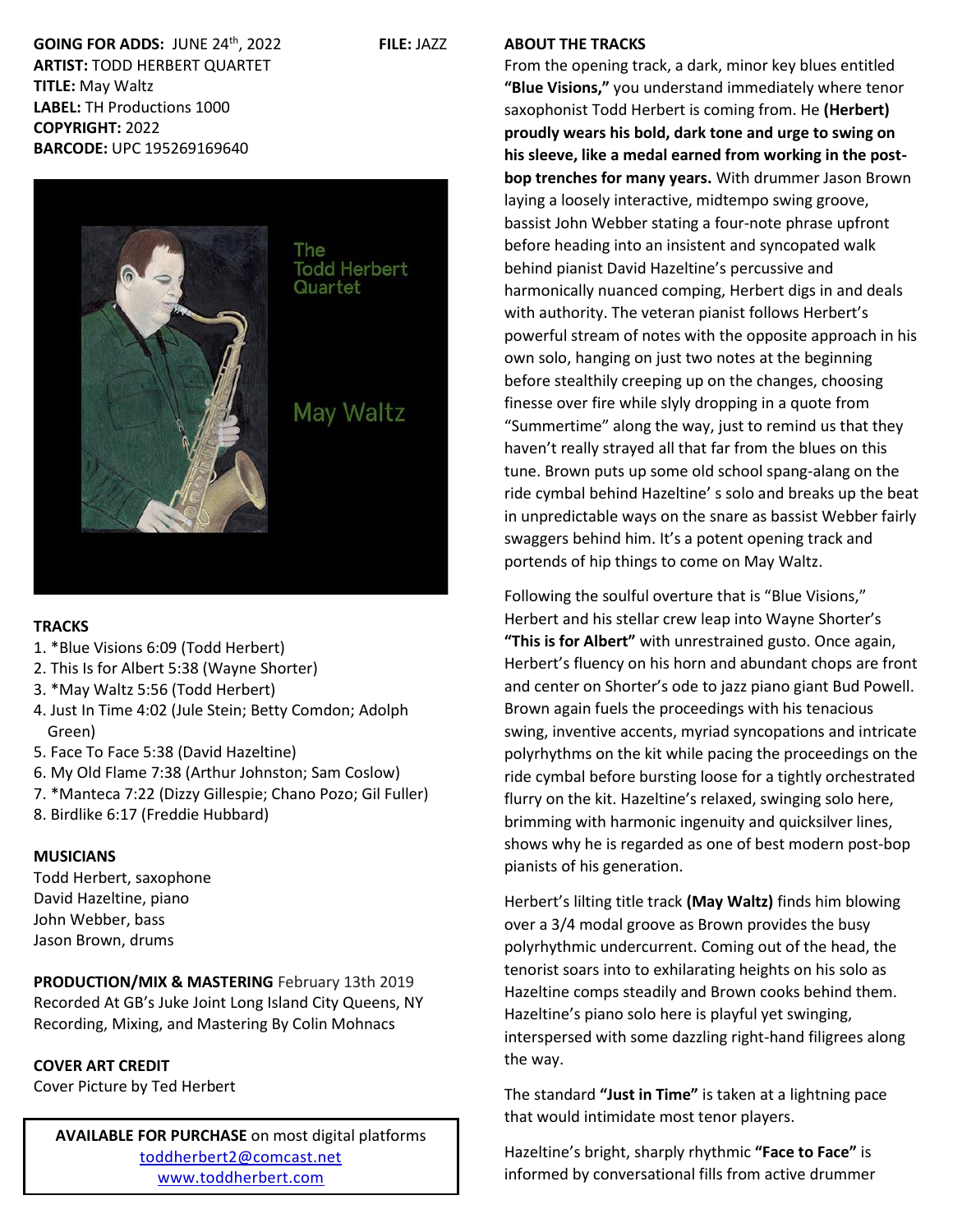**GOING FOR ADDS:** JUNE 24th, 2022 **FILE:** JAZZ
**ARTIST:** TODD HERBERT QUARTET
**TITLE:** May Waltz
**LABEL:** TH Productions 1000
**COPYRIGHT:** 2022
**BARCODE:** UPC 195269169640

The Todd Herbert Quartet

May Waltz

**TRACKS**

1. *Blue Visions 6:09 (Todd Herbert)
2. This Is for Albert 5:38 (Wayne Shorter)
3. *May Waltz 5:56 (Todd Herbert)
4. Just In Time 4:02 (Jule Stein; Betty Comdon; Adolph Green)
5. Face To Face 5:38 (David Hazeltine)
6. My Old Flame 7:38 (Arthur Johnston; Sam Coslow)
7. *Manteca 7:22 (Dizzy Gillespie; Chano Pozo; Gil Fuller)
8. Birdlike 6:17 (Freddie Hubbard)

**MUSICIANS**

Todd Herbert, saxophone
David Hazeltine, piano
John Webber, bass
Jason Brown, drums

**PRODUCTION/MIX & MASTERING** February 13th 2019
Recorded At GB's Juke Joint Long Island City Queens, NY
Recording, Mixing, and Mastering By Colin Mohnacs

**COVER ART CREDIT**
Cover Picture by Ted Herbert

**AVAILABLE FOR PURCHASE** on most digital platforms
toddherbert2@comcast.net
www.toddherbert.com

**ABOUT THE TRACKS**

From the opening track, a dark, minor key blues entitled **"Blue Visions,"** you understand immediately where tenor saxophonist Todd Herbert is coming from. He **(Herbert) proudly wears his bold, dark tone and urge to swing on his sleeve, like a medal earned from working in the post-bop trenches for many years.** With drummer Jason Brown laying a loosely interactive, midtempo swing groove, bassist John Webber stating a four-note phrase upfront before heading into an insistent and syncopated walk behind pianist David Hazeltine's percussive and harmonically nuanced comping, Herbert digs in and deals with authority. The veteran pianist follows Herbert's powerful stream of notes with the opposite approach in his own solo, hanging on just two notes at the beginning before stealthily creeping up on the changes, choosing finesse over fire while slyly dropping in a quote from "Summertime" along the way, just to remind us that they haven't really strayed all that far from the blues on this tune. Brown puts up some old school spang-along on the ride cymbal behind Hazeltine' s solo and breaks up the beat in unpredictable ways on the snare as bassist Webber fairly swaggers behind him. It's a potent opening track and portends of hip things to come on May Waltz.

Following the soulful overture that is "Blue Visions," Herbert and his stellar crew leap into Wayne Shorter's **"This is for Albert"** with unrestrained gusto. Once again, Herbert's fluency on his horn and abundant chops are front and center on Shorter's ode to jazz piano giant Bud Powell. Brown again fuels the proceedings with his tenacious swing, inventive accents, myriad syncopations and intricate polyrhythms on the kit while pacing the proceedings on the ride cymbal before bursting loose for a tightly orchestrated flurry on the kit. Hazeltine's relaxed, swinging solo here, brimming with harmonic ingenuity and quicksilver lines, shows why he is regarded as one of best modern post-bop pianists of his generation.

Herbert's lilting title track **(May Waltz)** finds him blowing over a 3/4 modal groove as Brown provides the busy polyrhythmic undercurrent. Coming out of the head, the tenorist soars into to exhilarating heights on his solo as Hazeltine comps steadily and Brown cooks behind them. Hazeltine's piano solo here is playful yet swinging, interspersed with some dazzling right-hand filigrees along the way.

The standard **"Just in Time"** is taken at a lightning pace that would intimidate most tenor players.

Hazeltine's bright, sharply rhythmic **"Face to Face"** is informed by conversational fills from active drummer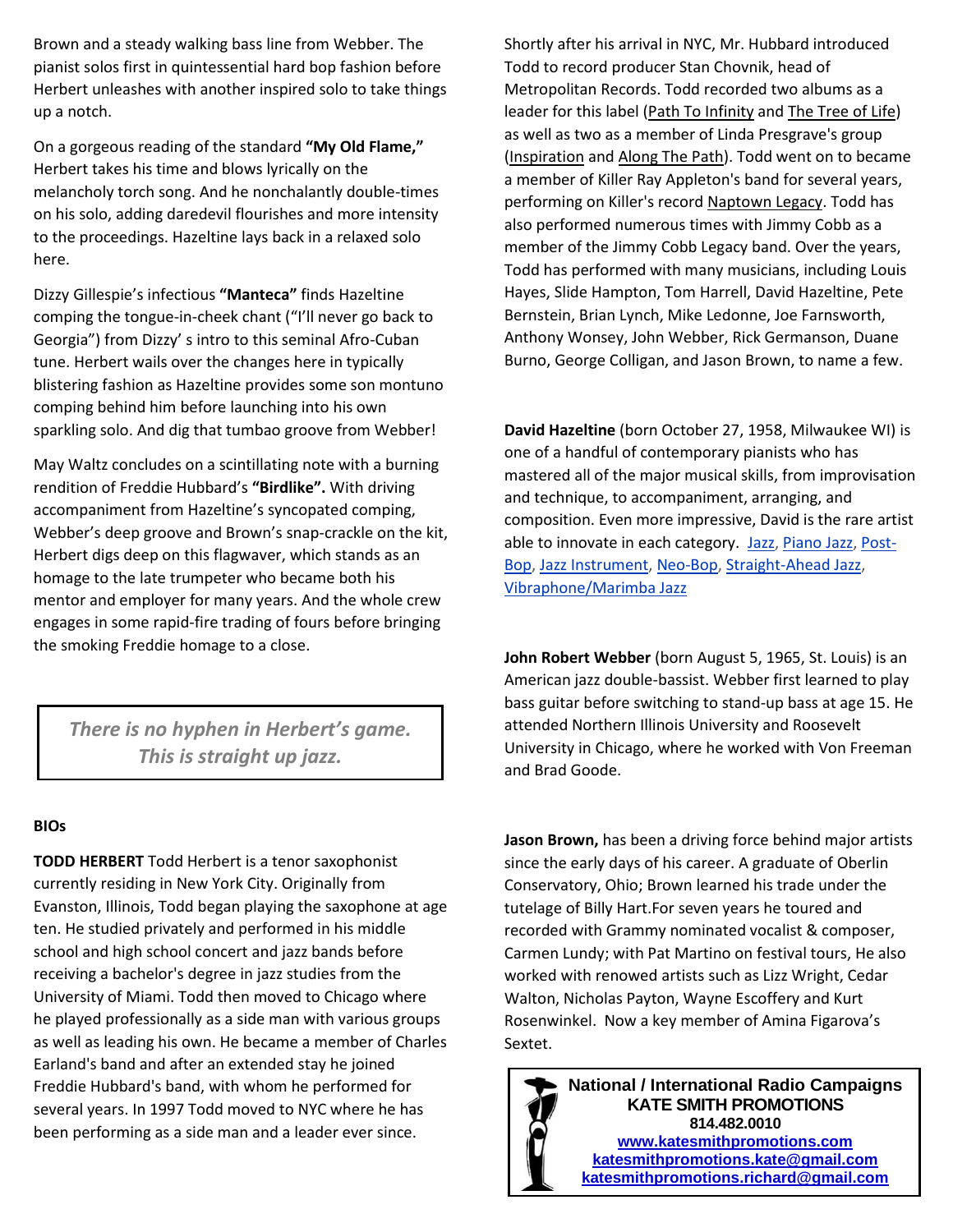Brown and a steady walking bass line from Webber. The pianist solos first in quintessential hard bop fashion before Herbert unleashes with another inspired solo to take things up a notch.

On a gorgeous reading of the standard **"My Old Flame,"** Herbert takes his time and blows lyrically on the melancholy torch song. And he nonchalantly double-times on his solo, adding daredevil flourishes and more intensity to the proceedings. Hazeltine lays back in a relaxed solo here.

Dizzy Gillespie's infectious **"Manteca"** finds Hazeltine comping the tongue-in-cheek chant ("I'll never go back to Georgia") from Dizzy' s intro to this seminal Afro-Cuban tune. Herbert wails over the changes here in typically blistering fashion as Hazeltine provides some son montuno comping behind him before launching into his own sparkling solo. And dig that tumbao groove from Webber!

May Waltz concludes on a scintillating note with a burning rendition of Freddie Hubbard's **"Birdlike".** With driving accompaniment from Hazeltine's syncopated comping, Webber's deep groove and Brown's snap-crackle on the kit, Herbert digs deep on this flagwaver, which stands as an homage to the late trumpeter who became both his mentor and employer for many years. And the whole crew engages in some rapid-fire trading of fours before bringing the smoking Freddie homage to a close.

> *There is no hyphen in Herbert's game.*
> *This is straight up jazz.*

**BIOs**

**TODD HERBERT** Todd Herbert is a tenor saxophonist currently residing in New York City. Originally from Evanston, Illinois, Todd began playing the saxophone at age ten. He studied privately and performed in his middle school and high school concert and jazz bands before receiving a bachelor's degree in jazz studies from the University of Miami. Todd then moved to Chicago where he played professionally as a side man with various groups as well as leading his own. He became a member of Charles Earland's band and after an extended stay he joined Freddie Hubbard's band, with whom he performed for several years. In 1997 Todd moved to NYC where he has been performing as a side man and a leader ever since.

Shortly after his arrival in NYC, Mr. Hubbard introduced Todd to record producer Stan Chovnik, head of Metropolitan Records. Todd recorded two albums as a leader for this label (Path To Infinity and The Tree of Life) as well as two as a member of Linda Presgrave's group (Inspiration and Along The Path). Todd went on to became a member of Killer Ray Appleton's band for several years, performing on Killer's record Naptown Legacy. Todd has also performed numerous times with Jimmy Cobb as a member of the Jimmy Cobb Legacy band. Over the years, Todd has performed with many musicians, including Louis Hayes, Slide Hampton, Tom Harrell, David Hazeltine, Pete Bernstein, Brian Lynch, Mike Ledonne, Joe Farnsworth, Anthony Wonsey, John Webber, Rick Germanson, Duane Burno, George Colligan, and Jason Brown, to name a few.

**David Hazeltine** (born October 27, 1958, Milwaukee WI) is one of a handful of contemporary pianists who has mastered all of the major musical skills, from improvisation and technique, to accompaniment, arranging, and composition. Even more impressive, David is the rare artist able to innovate in each category. Jazz, Piano Jazz, Post-Bop, Jazz Instrument, Neo-Bop, Straight-Ahead Jazz, Vibraphone/Marimba Jazz

**John Robert Webber** (born August 5, 1965, St. Louis) is an American jazz double-bassist. Webber first learned to play bass guitar before switching to stand-up bass at age 15. He attended Northern Illinois University and Roosevelt University in Chicago, where he worked with Von Freeman and Brad Goode.

**Jason Brown,** has been a driving force behind major artists since the early days of his career. A graduate of Oberlin Conservatory, Ohio; Brown learned his trade under the tutelage of Billy Hart.For seven years he toured and recorded with Grammy nominated vocalist & composer, Carmen Lundy; with Pat Martino on festival tours, He also worked with renowed artists such as Lizz Wright, Cedar Walton, Nicholas Payton, Wayne Escoffery and Kurt Rosenwinkel. Now a key member of Amina Figarova's Sextet.

**National / International Radio Campaigns**
**KATE SMITH PROMOTIONS**
**814.482.0010**
**www.katesmithpromotions.com**
**katesmithpromotions.kate@gmail.com**
**katesmithpromotions.richard@gmail.com**